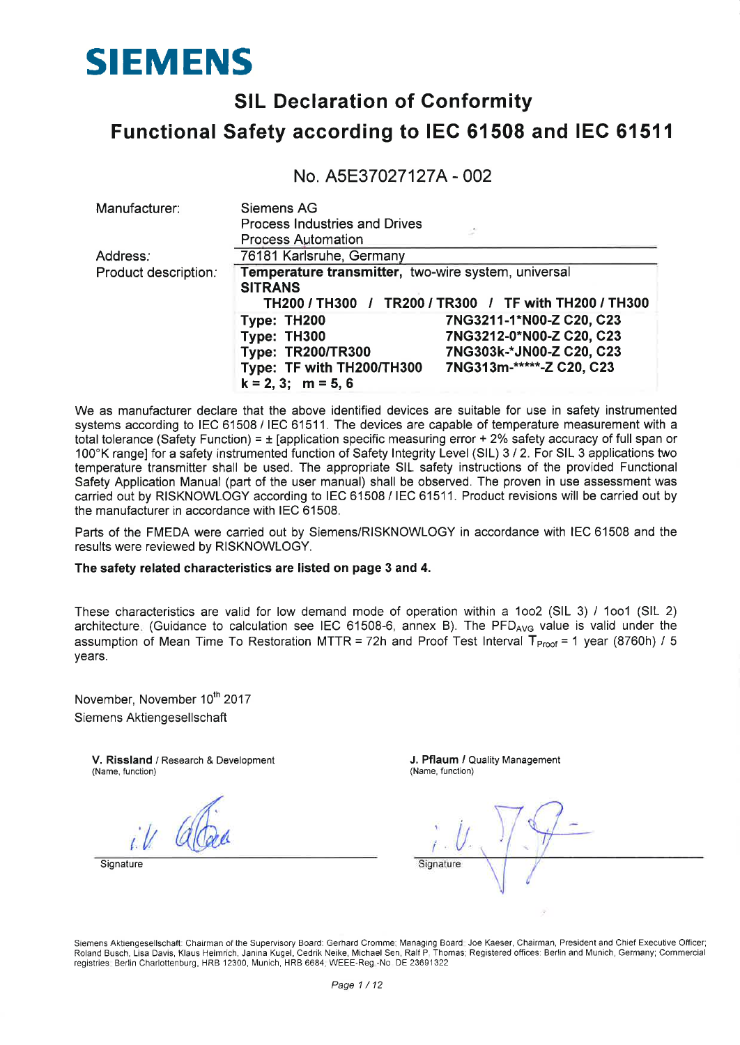# SIEMENS

## SIL Declaration of Conformity

## Functional Safety according to IEC 61508 and IEC 61511

No. A5E37027127A - 002

| | | |
|---|---|---|
| Manufacturer: | Siemens AG<br>Process Industries and Drives<br>Process Automation | |
| Address: | 76181 Karlsruhe, Germany | |
| Product description: | **Temperature transmitter**, two-wire system, universal<br>**SITRANS**<br>**TH200 / TH300 / TR200 / TR300 / TF with TH200 / TH300** | |
| | **Type: TH200** | **7NG3211-1*N00-Z C20, C23** |
| | **Type: TH300** | **7NG3212-0*N00-Z C20, C23** |
| | **Type: TR200/TR300** | **7NG303k-*JN00-Z C20, C23** |
| | **Type: TF with TH200/TH300** | **7NG313m-*****-Z C20, C23** |
| | **k = 2, 3; m = 5, 6** | |

We as manufacturer declare that the above identified devices are suitable for use in safety instrumented systems according to IEC 61508 / IEC 61511. The devices are capable of temperature measurement with a total tolerance (Safety Function) = ± [application specific measuring error + 2% safety accuracy of full span or 100°K range] for a safety instrumented function of Safety Integrity Level (SIL) 3 / 2. For SIL 3 applications two temperature transmitter shall be used. The appropriate SIL safety instructions of the provided Functional Safety Application Manual (part of the user manual) shall be observed. The proven in use assessment was carried out by RISKNOWLOGY according to IEC 61508 / IEC 61511. Product revisions will be carried out by the manufacturer in accordance with IEC 61508.

Parts of the FMEDA were carried out by Siemens/RISKNOWLOGY in accordance with IEC 61508 and the results were reviewed by RISKNOWLOGY.

**The safety related characteristics are listed on page 3 and 4.**

These characteristics are valid for low demand mode of operation within a 1oo2 (SIL 3) / 1oo1 (SIL 2) architecture. (Guidance to calculation see IEC 61508-6, annex B). The $PFD_{AVG}$ value is valid under the assumption of Mean Time To Restoration MTTR = 72h and Proof Test Interval $T_{Proof}$ = 1 year (8760h) / 5 years.

November, November 10th 2017
Siemens Aktiengesellschaft

| | |
|---|---|
| **V. Rissland** / Research & Development<br>(Name, function) | **J. Pflaum** / Quality Management<br>(Name, function) |
| i.V.<br>Signature | i.V.<br>Signature |

Siemens Aktiengesellschaft: Chairman of the Supervisory Board: Gerhard Cromme; Managing Board: Joe Kaeser, Chairman, President and Chief Executive Officer; Roland Busch, Lisa Davis, Klaus Helmrich, Janina Kugel, Cedrik Neike, Michael Sen, Ralf P. Thomas; Registered offices: Berlin and Munich, Germany; Commercial registries: Berlin Charlottenburg, HRB 12300, Munich, HRB 6684; WEEE-Reg.-No. DE 23691322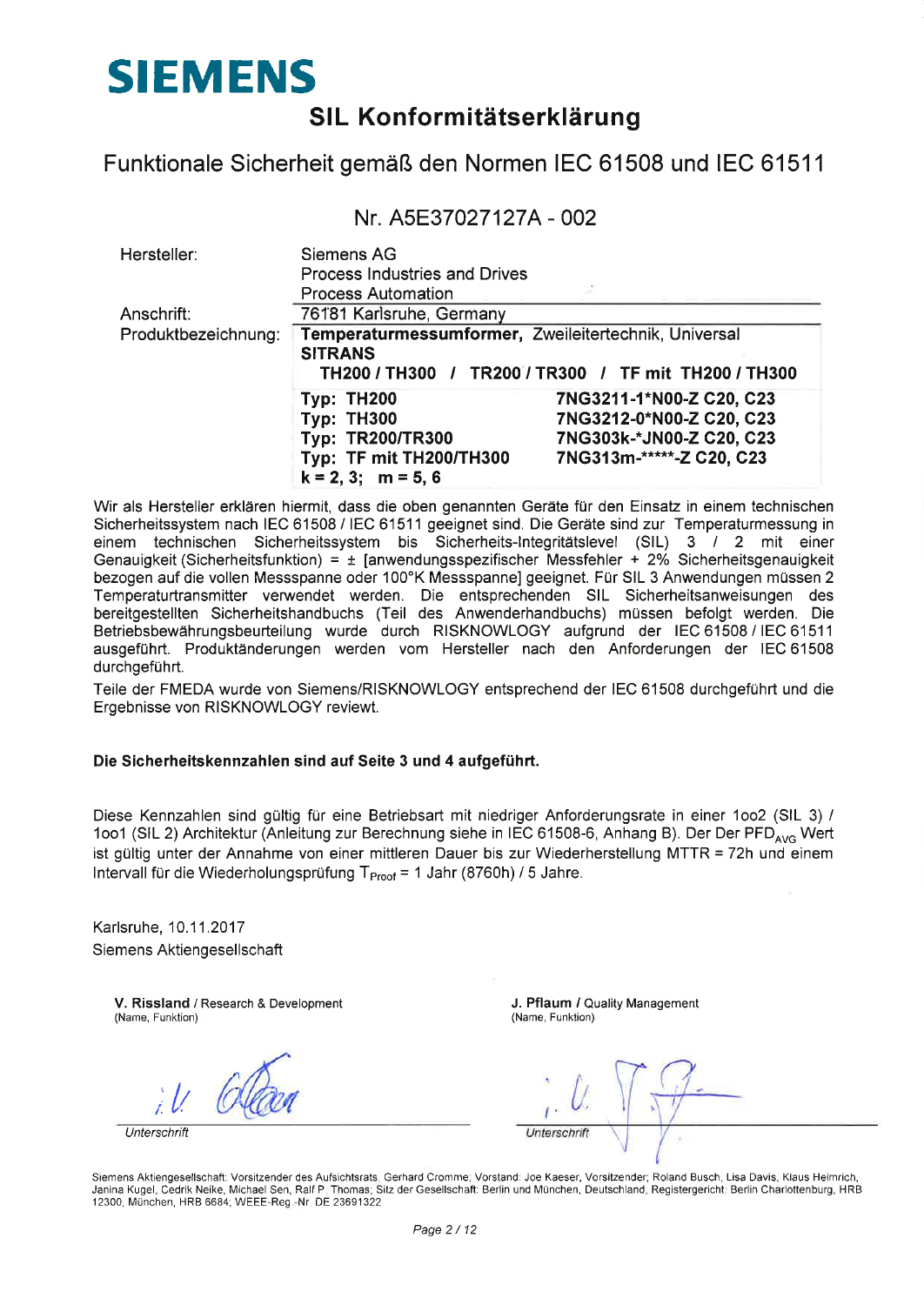**SIEMENS**

# SIL Konformitätserklärung

## Funktionale Sicherheit gemäß den Normen IEC 61508 und IEC 61511

### Nr. A5E37027127A - 002

| | | |
|---|---|---|
| Hersteller: | Siemens AG<br>Process Industries and Drives<br>Process Automation | |
| Anschrift: | 76181 Karlsruhe, Germany | |
| Produktbezeichnung: | **Temperaturmessumformer,** Zweileitertechnik, Universal<br>**SITRANS**<br>**TH200 / TH300 / TR200 / TR300 / TF mit TH200 / TH300** | |
| | **Typ: TH200** | **7NG3211-1*N00-Z C20, C23** |
| | **Typ: TH300** | **7NG3212-0*N00-Z C20, C23** |
| | **Typ: TR200/TR300** | **7NG303k-*JN00-Z C20, C23** |
| | **Typ: TF mit TH200/TH300** | **7NG313m-*****-Z C20, C23** |
| | **k = 2, 3; m = 5, 6** | |

Wir als Hersteller erklären hiermit, dass die oben genannten Geräte für den Einsatz in einem technischen Sicherheitssystem nach IEC 61508 / IEC 61511 geeignet sind. Die Geräte sind zur Temperaturmessung in einem technischen Sicherheitssystem bis Sicherheits-Integritätslevel (SIL) 3 / 2 mit einer Genauigkeit (Sicherheitsfunktion) = ± [anwendungsspezifischer Messfehler + 2% Sicherheitsgenauigkeit bezogen auf die vollen Messspanne oder 100°K Messspanne] geeignet. Für SIL 3 Anwendungen müssen 2 Temperaturtransmitter verwendet werden. Die entsprechenden SIL Sicherheitsanweisungen des bereitgestellten Sicherheitshandbuchs (Teil des Anwenderhandbuchs) müssen befolgt werden. Die Betriebsbewährungsbeurteilung wurde durch RISKNOWLOGY aufgrund der IEC 61508 / IEC 61511 ausgeführt. Produktänderungen werden vom Hersteller nach den Anforderungen der IEC 61508 durchgeführt.

Teile der FMEDA wurde von Siemens/RISKNOWLOGY entsprechend der IEC 61508 durchgeführt und die Ergebnisse von RISKNOWLOGY reviewt.

**Die Sicherheitskennzahlen sind auf Seite 3 und 4 aufgeführt.**

Diese Kennzahlen sind gültig für eine Betriebsart mit niedriger Anforderungsrate in einer 1oo2 (SIL 3) / 1oo1 (SIL 2) Architektur (Anleitung zur Berechnung siehe in IEC 61508-6, Anhang B). Der Der $PFD_{AVG}$ Wert ist gültig unter der Annahme von einer mittleren Dauer bis zur Wiederherstellung MTTR = 72h und einem Intervall für die Wiederholungsprüfung $T_{Proof}$ = 1 Jahr (8760h) / 5 Jahre.

Karlsruhe, 10.11.2017
Siemens Aktiengesellschaft

| | |
|---|---|
| **V. Rissland** / Research & Development<br>(Name, Funktion) | **J. Pflaum** / Quality Management<br>(Name, Funktion) |
| i.V.<br>Unterschrift | i.V.<br>Unterschrift |

Siemens Aktiengesellschaft: Vorsitzender des Aufsichtsrats: Gerhard Cromme; Vorstand: Joe Kaeser, Vorsitzender; Roland Busch, Lisa Davis, Klaus Helmrich, Janina Kugel, Cedrik Neike, Michael Sen, Ralf P. Thomas; Sitz der Gesellschaft: Berlin und München, Deutschland; Registergericht: Berlin Charlottenburg, HRB 12300, München, HRB 6684; WEEE-Reg.-Nr. DE 23691322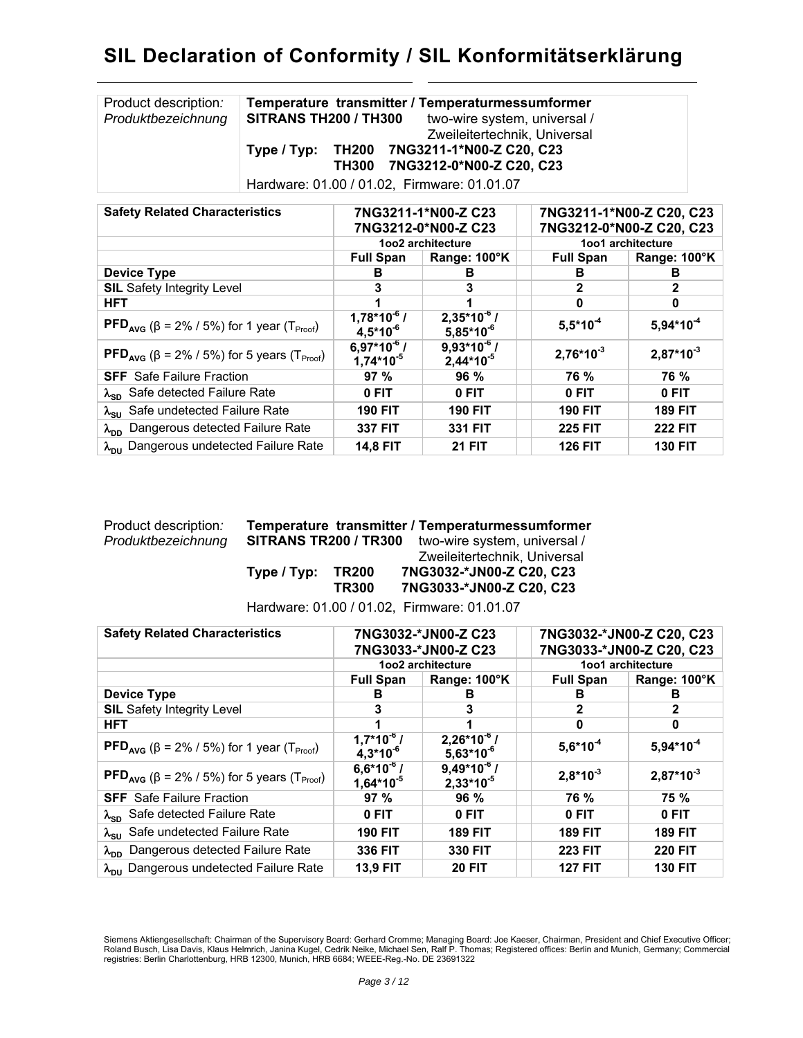# SIL Declaration of Conformity / SIL Konformitätserklärung

| Product description: *Produktbezeichnung* | **Temperature transmitter / Temperaturmessumformer** **SITRANS TH200 / TH300** two-wire system, universal / Zweileitertechnik, Universal **Type / Typ: TH200 7NG3211-1*N00-Z C20, C23** **TH300 7NG3212-0*N00-Z C20, C23** Hardware: 01.00 / 01.02, Firmware: 01.01.07 |
|---|---|

| Safety Related Characteristics | 7NG3211-1*N00-Z C23 7NG3212-0*N00-Z C23 | | 7NG3211-1*N00-Z C20, C23 7NG3212-0*N00-Z C20, C23 | |
|---|---|---|---|---|
| | 1oo2 architecture | | 1oo1 architecture | |
| | Full Span | Range: 100°K | Full Span | Range: 100°K |
| **Device Type** | B | B | B | B |
| **SIL** Safety Integrity Level | 3 | 3 | 2 | 2 |
| **HFT** | 1 | 1 | 0 | 0 |
| $\mathbf{PFD_{AVG}}$ (β = 2% / 5%) for 1 year ($T_{Proof}$) | $1{,}78*10^{-6}$ / $4{,}5*10^{-6}$ | $2{,}35*10^{-6}$ / $5{,}85*10^{-6}$ | $5{,}5*10^{-4}$ | $5{,}94*10^{-4}$ |
| $\mathbf{PFD_{AVG}}$ (β = 2% / 5%) for 5 years ($T_{Proof}$) | $6{,}97*10^{-6}$ / $1{,}74*10^{-5}$ | $9{,}93*10^{-6}$ / $2{,}44*10^{-5}$ | $2{,}76*10^{-3}$ | $2{,}87*10^{-3}$ |
| **SFF** Safe Failure Fraction | 97 % | 96 % | 76 % | 76 % |
| $\lambda_{SD}$ Safe detected Failure Rate | 0 FIT | 0 FIT | 0 FIT | 0 FIT |
| $\lambda_{SU}$ Safe undetected Failure Rate | 190 FIT | 190 FIT | 190 FIT | 189 FIT |
| $\lambda_{DD}$ Dangerous detected Failure Rate | 337 FIT | 331 FIT | 225 FIT | 222 FIT |
| $\lambda_{DU}$ Dangerous undetected Failure Rate | 14,8 FIT | 21 FIT | 126 FIT | 130 FIT |

Product description: **Temperature transmitter / Temperaturmessumformer**
*Produktbezeichnung* **SITRANS TR200 / TR300** two-wire system, universal / Zweileitertechnik, Universal
**Type / Typ: TR200 7NG3032-*JN00-Z C20, C23**
**TR300 7NG3033-*JN00-Z C20, C23**

Hardware: 01.00 / 01.02, Firmware: 01.01.07

| Safety Related Characteristics | 7NG3032-*JN00-Z C23 7NG3033-*JN00-Z C23 | | 7NG3032-*JN00-Z C20, C23 7NG3033-*JN00-Z C20, C23 | |
|---|---|---|---|---|
| | 1oo2 architecture | | 1oo1 architecture | |
| | Full Span | Range: 100°K | Full Span | Range: 100°K |
| **Device Type** | B | B | B | B |
| **SIL** Safety Integrity Level | 3 | 3 | 2 | 2 |
| **HFT** | 1 | 1 | 0 | 0 |
| $\mathbf{PFD_{AVG}}$ (β = 2% / 5%) for 1 year ($T_{Proof}$) | $1{,}7*10^{-6}$ / $4{,}3*10^{-6}$ | $2{,}26*10^{-6}$ / $5{,}63*10^{-6}$ | $5{,}6*10^{-4}$ | $5{,}94*10^{-4}$ |
| $\mathbf{PFD_{AVG}}$ (β = 2% / 5%) for 5 years ($T_{Proof}$) | $6{,}6*10^{-6}$ / $1{,}64*10^{-5}$ | $9{,}49*10^{-6}$ / $2{,}33*10^{-5}$ | $2{,}8*10^{-3}$ | $2{,}87*10^{-3}$ |
| **SFF** Safe Failure Fraction | 97 % | 96 % | 76 % | 75 % |
| $\lambda_{SD}$ Safe detected Failure Rate | 0 FIT | 0 FIT | 0 FIT | 0 FIT |
| $\lambda_{SU}$ Safe undetected Failure Rate | 190 FIT | 189 FIT | 189 FIT | 189 FIT |
| $\lambda_{DD}$ Dangerous detected Failure Rate | 336 FIT | 330 FIT | 223 FIT | 220 FIT |
| $\lambda_{DU}$ Dangerous undetected Failure Rate | 13,9 FIT | 20 FIT | 127 FIT | 130 FIT |

Siemens Aktiengesellschaft: Chairman of the Supervisory Board: Gerhard Cromme; Managing Board: Joe Kaeser, Chairman, President and Chief Executive Officer; Roland Busch, Lisa Davis, Klaus Helmrich, Janina Kugel, Cedrik Neike, Michael Sen, Ralf P. Thomas; Registered offices: Berlin and Munich, Germany; Commercial registries: Berlin Charlottenburg, HRB 12300, Munich, HRB 6684; WEEE-Reg.-No. DE 23691322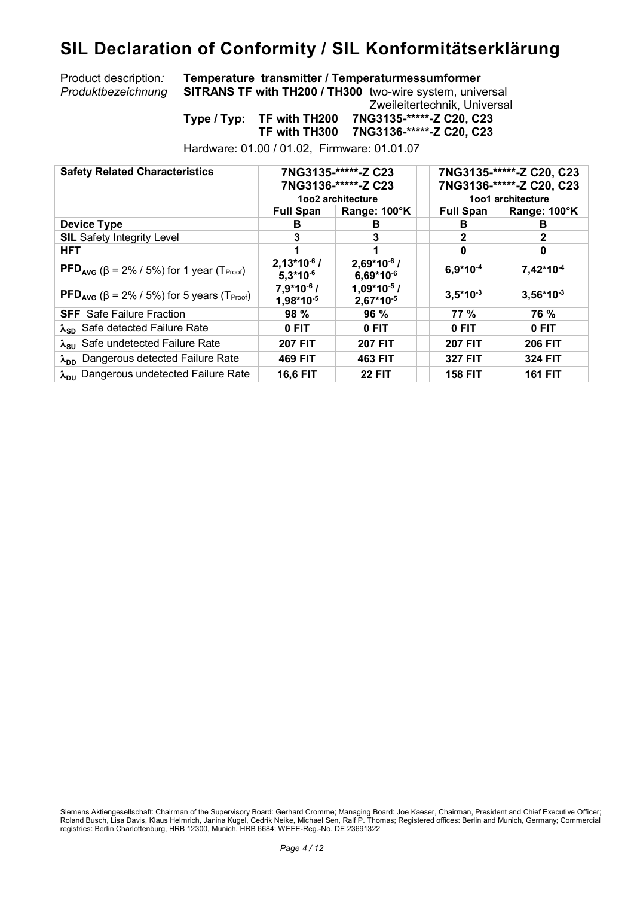# SIL Declaration of Conformity / SIL Konformitätserklärung

Product description: **Temperature transmitter / Temperaturmessumformer**
*Produktbezeichnung* **SITRANS TF with TH200 / TH300** two-wire system, universal
Zweileitertechnik, Universal

**Type / Typ: TF with TH200 7NG3135-*****-Z C20, C23**
**TF with TH300 7NG3136-*****-Z C20, C23**

Hardware: 01.00 / 01.02, Firmware: 01.01.07

| Safety Related Characteristics | 7NG3135-*****-Z C23<br>7NG3136-*****-Z C23 | | 7NG3135-*****-Z C20, C23<br>7NG3136-*****-Z C20, C23 | |
|---|---|---|---|---|
| | 1oo2 architecture | | 1oo1 architecture | |
| | Full Span | Range: 100°K | Full Span | Range: 100°K |
| **Device Type** | B | B | B | B |
| **SIL** Safety Integrity Level | 3 | 3 | 2 | 2 |
| **HFT** | 1 | 1 | 0 | 0 |
| **PFD$_{AVG}$** ($\beta$ = 2% / 5%) for 1 year ($T_{Proof}$) | $2{,}13*10^{-6}$ / $5{,}3*10^{-6}$ | $2{,}69*10^{-6}$ / $6{,}69*10^{-6}$ | $6{,}9*10^{-4}$ | $7{,}42*10^{-4}$ |
| **PFD$_{AVG}$** ($\beta$ = 2% / 5%) for 5 years ($T_{Proof}$) | $7{,}9*10^{-6}$ / $1{,}98*10^{-5}$ | $1{,}09*10^{-5}$ / $2{,}67*10^{-5}$ | $3{,}5*10^{-3}$ | $3{,}56*10^{-3}$ |
| **SFF** Safe Failure Fraction | 98 % | 96 % | 77 % | 76 % |
| $\lambda_{SD}$ Safe detected Failure Rate | 0 FIT | 0 FIT | 0 FIT | 0 FIT |
| $\lambda_{SU}$ Safe undetected Failure Rate | 207 FIT | 207 FIT | 207 FIT | 206 FIT |
| $\lambda_{DD}$ Dangerous detected Failure Rate | 469 FIT | 463 FIT | 327 FIT | 324 FIT |
| $\lambda_{DU}$ Dangerous undetected Failure Rate | 16,6 FIT | 22 FIT | 158 FIT | 161 FIT |

Siemens Aktiengesellschaft: Chairman of the Supervisory Board: Gerhard Cromme; Managing Board: Joe Kaeser, Chairman, President and Chief Executive Officer; Roland Busch, Lisa Davis, Klaus Helmrich, Janina Kugel, Cedrik Neike, Michael Sen, Ralf P. Thomas; Registered offices: Berlin and Munich, Germany; Commercial registries: Berlin Charlottenburg, HRB 12300, Munich, HRB 6684; WEEE-Reg.-No. DE 23691322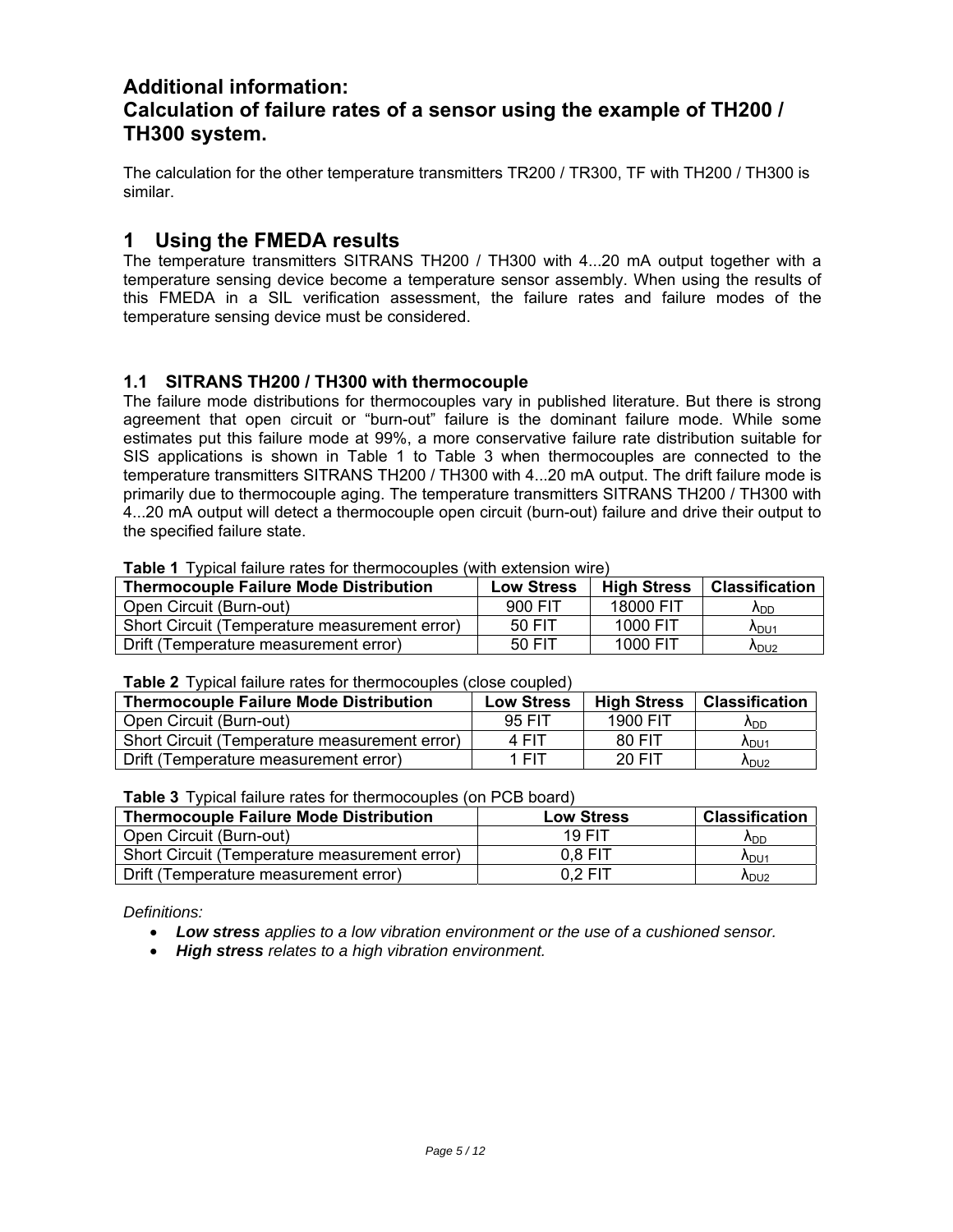# Additional information:
# Calculation of failure rates of a sensor using the example of TH200 / TH300 system.

The calculation for the other temperature transmitters TR200 / TR300, TF with TH200 / TH300 is similar.

## 1 Using the FMEDA results

The temperature transmitters SITRANS TH200 / TH300 with 4...20 mA output together with a temperature sensing device become a temperature sensor assembly. When using the results of this FMEDA in a SIL verification assessment, the failure rates and failure modes of the temperature sensing device must be considered.

### 1.1 SITRANS TH200 / TH300 with thermocouple

The failure mode distributions for thermocouples vary in published literature. But there is strong agreement that open circuit or "burn-out" failure is the dominant failure mode. While some estimates put this failure mode at 99%, a more conservative failure rate distribution suitable for SIS applications is shown in Table 1 to Table 3 when thermocouples are connected to the temperature transmitters SITRANS TH200 / TH300 with 4...20 mA output. The drift failure mode is primarily due to thermocouple aging. The temperature transmitters SITRANS TH200 / TH300 with 4...20 mA output will detect a thermocouple open circuit (burn-out) failure and drive their output to the specified failure state.

**Table 1** Typical failure rates for thermocouples (with extension wire)

| Thermocouple Failure Mode Distribution | Low Stress | High Stress | Classification |
|---|---|---|---|
| Open Circuit (Burn-out) | 900 FIT | 18000 FIT | $\lambda_{DD}$ |
| Short Circuit (Temperature measurement error) | 50 FIT | 1000 FIT | $\lambda_{DU1}$ |
| Drift (Temperature measurement error) | 50 FIT | 1000 FIT | $\lambda_{DU2}$ |

**Table 2** Typical failure rates for thermocouples (close coupled)

| Thermocouple Failure Mode Distribution | Low Stress | High Stress | Classification |
|---|---|---|---|
| Open Circuit (Burn-out) | 95 FIT | 1900 FIT | $\lambda_{DD}$ |
| Short Circuit (Temperature measurement error) | 4 FIT | 80 FIT | $\lambda_{DU1}$ |
| Drift (Temperature measurement error) | 1 FIT | 20 FIT | $\lambda_{DU2}$ |

**Table 3** Typical failure rates for thermocouples (on PCB board)

| Thermocouple Failure Mode Distribution | Low Stress | Classification |
|---|---|---|
| Open Circuit (Burn-out) | 19 FIT | $\lambda_{DD}$ |
| Short Circuit (Temperature measurement error) | 0,8 FIT | $\lambda_{DU1}$ |
| Drift (Temperature measurement error) | 0,2 FIT | $\lambda_{DU2}$ |

*Definitions:*

- ***Low stress*** *applies to a low vibration environment or the use of a cushioned sensor.*
- ***High stress*** *relates to a high vibration environment.*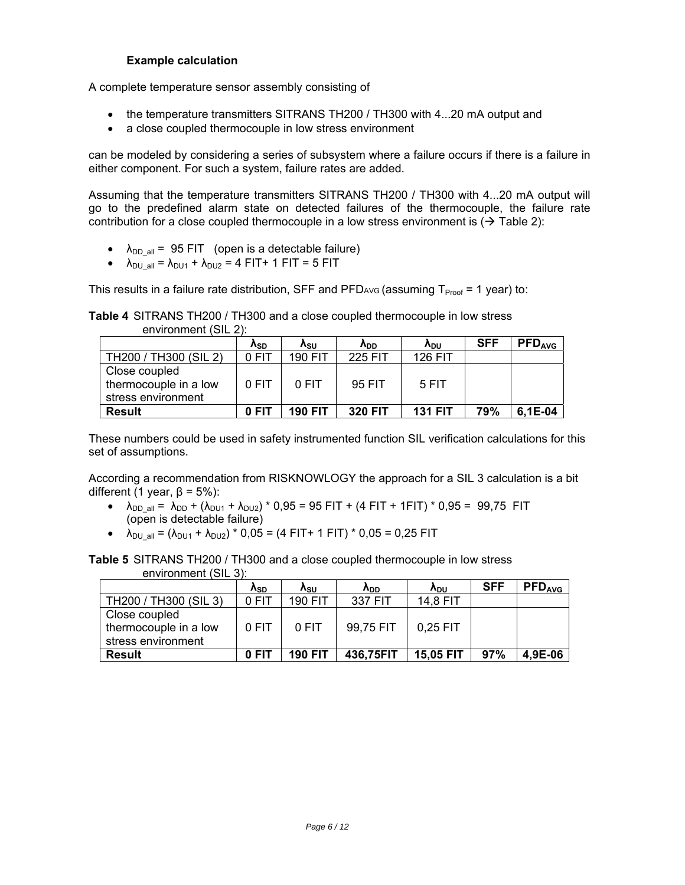### Example calculation

A complete temperature sensor assembly consisting of

- the temperature transmitters SITRANS TH200 / TH300 with 4...20 mA output and
- a close coupled thermocouple in low stress environment

can be modeled by considering a series of subsystem where a failure occurs if there is a failure in either component. For such a system, failure rates are added.

Assuming that the temperature transmitters SITRANS TH200 / TH300 with 4...20 mA output will go to the predefined alarm state on detected failures of the thermocouple, the failure rate contribution for a close coupled thermocouple in a low stress environment is (→ Table 2):

- $\lambda_{DD\_all}$ = 95 FIT (open is a detectable failure)
- $\lambda_{DU\_all} = \lambda_{DU1} + \lambda_{DU2}$ = 4 FIT+ 1 FIT = 5 FIT

This results in a failure rate distribution, SFF and $PFD_{AVG}$ (assuming $T_{Proof}$ = 1 year) to:

**Table 4** SITRANS TH200 / TH300 and a close coupled thermocouple in low stress environment (SIL 2):

| | $\lambda_{SD}$ | $\lambda_{SU}$ | $\lambda_{DD}$ | $\lambda_{DU}$ | SFF | $PFD_{AVG}$ |
|---|---|---|---|---|---|---|
| TH200 / TH300 (SIL 2) | 0 FIT | 190 FIT | 225 FIT | 126 FIT | | |
| Close coupled thermocouple in a low stress environment | 0 FIT | 0 FIT | 95 FIT | 5 FIT | | |
| **Result** | **0 FIT** | **190 FIT** | **320 FIT** | **131 FIT** | **79%** | **6,1E-04** |

These numbers could be used in safety instrumented function SIL verification calculations for this set of assumptions.

According a recommendation from RISKNOWLOGY the approach for a SIL 3 calculation is a bit different (1 year, β = 5%):

- $\lambda_{DD\_all} = \lambda_{DD} + (\lambda_{DU1} + \lambda_{DU2}) * 0{,}95$ = 95 FIT + (4 FIT + 1FIT) * 0,95 = 99,75 FIT (open is detectable failure)
- $\lambda_{DU\_all} = (\lambda_{DU1} + \lambda_{DU2}) * 0{,}05$ = (4 FIT+ 1 FIT) * 0,05 = 0,25 FIT

**Table 5** SITRANS TH200 / TH300 and a close coupled thermocouple in low stress environment (SIL 3):

| | $\lambda_{SD}$ | $\lambda_{SU}$ | $\lambda_{DD}$ | $\lambda_{DU}$ | SFF | $PFD_{AVG}$ |
|---|---|---|---|---|---|---|
| TH200 / TH300 (SIL 3) | 0 FIT | 190 FIT | 337 FIT | 14,8 FIT | | |
| Close coupled thermocouple in a low stress environment | 0 FIT | 0 FIT | 99,75 FIT | 0,25 FIT | | |
| **Result** | **0 FIT** | **190 FIT** | **436,75FIT** | **15,05 FIT** | **97%** | **4,9E-06** |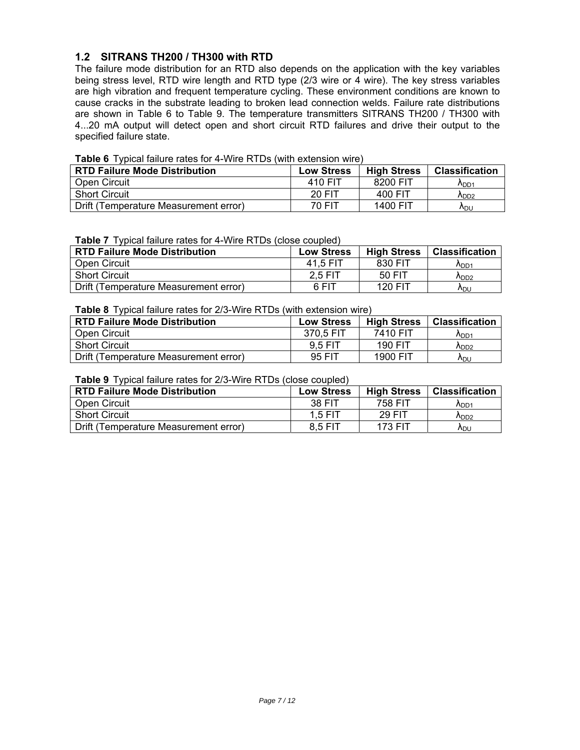## 1.2 SITRANS TH200 / TH300 with RTD

The failure mode distribution for an RTD also depends on the application with the key variables being stress level, RTD wire length and RTD type (2/3 wire or 4 wire). The key stress variables are high vibration and frequent temperature cycling. These environment conditions are known to cause cracks in the substrate leading to broken lead connection welds. Failure rate distributions are shown in Table 6 to Table 9. The temperature transmitters SITRANS TH200 / TH300 with 4...20 mA output will detect open and short circuit RTD failures and drive their output to the specified failure state.

**Table 6** Typical failure rates for 4-Wire RTDs (with extension wire)

| RTD Failure Mode Distribution | Low Stress | High Stress | Classification |
|---|---|---|---|
| Open Circuit | 410 FIT | 8200 FIT | $\lambda_{DD1}$ |
| Short Circuit | 20 FIT | 400 FIT | $\lambda_{DD2}$ |
| Drift (Temperature Measurement error) | 70 FIT | 1400 FIT | $\lambda_{DU}$ |

**Table 7** Typical failure rates for 4-Wire RTDs (close coupled)

| RTD Failure Mode Distribution | Low Stress | High Stress | Classification |
|---|---|---|---|
| Open Circuit | 41,5 FIT | 830 FIT | $\lambda_{DD1}$ |
| Short Circuit | 2,5 FIT | 50 FIT | $\lambda_{DD2}$ |
| Drift (Temperature Measurement error) | 6 FIT | 120 FIT | $\lambda_{DU}$ |

**Table 8** Typical failure rates for 2/3-Wire RTDs (with extension wire)

| RTD Failure Mode Distribution | Low Stress | High Stress | Classification |
|---|---|---|---|
| Open Circuit | 370,5 FIT | 7410 FIT | $\lambda_{DD1}$ |
| Short Circuit | 9,5 FIT | 190 FIT | $\lambda_{DD2}$ |
| Drift (Temperature Measurement error) | 95 FIT | 1900 FIT | $\lambda_{DU}$ |

**Table 9** Typical failure rates for 2/3-Wire RTDs (close coupled)

| RTD Failure Mode Distribution | Low Stress | High Stress | Classification |
|---|---|---|---|
| Open Circuit | 38 FIT | 758 FIT | $\lambda_{DD1}$ |
| Short Circuit | 1,5 FIT | 29 FIT | $\lambda_{DD2}$ |
| Drift (Temperature Measurement error) | 8,5 FIT | 173 FIT | $\lambda_{DU}$ |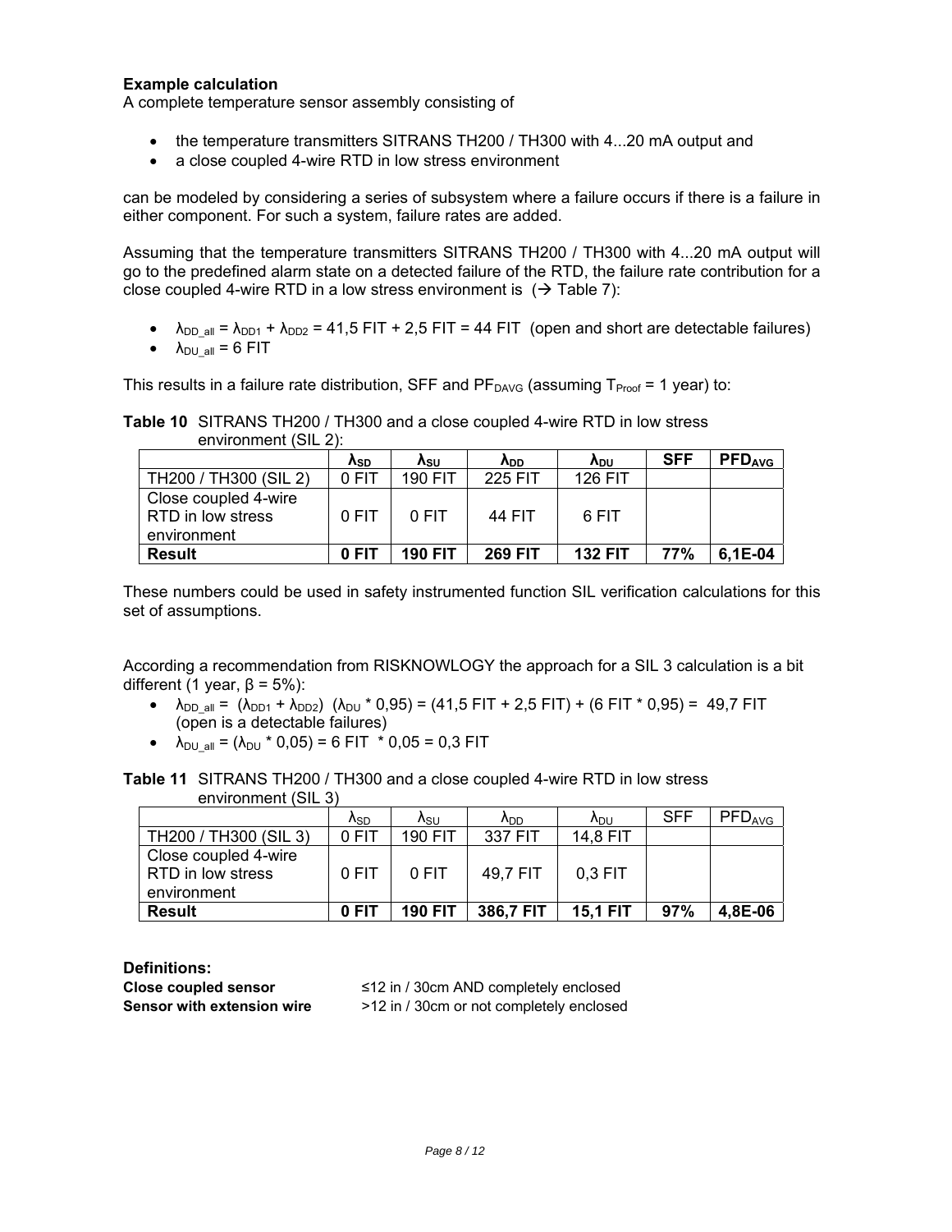**Example calculation**

A complete temperature sensor assembly consisting of

- the temperature transmitters SITRANS TH200 / TH300 with 4...20 mA output and
- a close coupled 4-wire RTD in low stress environment

can be modeled by considering a series of subsystem where a failure occurs if there is a failure in either component. For such a system, failure rates are added.

Assuming that the temperature transmitters SITRANS TH200 / TH300 with 4...20 mA output will go to the predefined alarm state on a detected failure of the RTD, the failure rate contribution for a close coupled 4-wire RTD in a low stress environment is (→ Table 7):

- $\lambda_{DD\_all} = \lambda_{DD1} + \lambda_{DD2}$ = 41,5 FIT + 2,5 FIT = 44 FIT (open and short are detectable failures)
- $\lambda_{DU\_all}$ = 6 FIT

This results in a failure rate distribution, SFF and $PF_{DAVG}$ (assuming $T_{Proof}$ = 1 year) to:

**Table 10** SITRANS TH200 / TH300 and a close coupled 4-wire RTD in low stress environment (SIL 2):

| | $\lambda_{SD}$ | $\lambda_{SU}$ | $\lambda_{DD}$ | $\lambda_{DU}$ | SFF | $PFD_{AVG}$ |
|---|---|---|---|---|---|---|
| TH200 / TH300 (SIL 2) | 0 FIT | 190 FIT | 225 FIT | 126 FIT | | |
| Close coupled 4-wire RTD in low stress environment | 0 FIT | 0 FIT | 44 FIT | 6 FIT | | |
| **Result** | **0 FIT** | **190 FIT** | **269 FIT** | **132 FIT** | **77%** | **6,1E-04** |

These numbers could be used in safety instrumented function SIL verification calculations for this set of assumptions.

According a recommendation from RISKNOWLOGY the approach for a SIL 3 calculation is a bit different (1 year, $\beta$ = 5%):

- $\lambda_{DD\_all}$ = $(\lambda_{DD1} + \lambda_{DD2})$ $(\lambda_{DU}$ * 0,95) = (41,5 FIT + 2,5 FIT) + (6 FIT * 0,95) = 49,7 FIT (open is a detectable failures)
- $\lambda_{DU\_all}$ = $(\lambda_{DU}$ * 0,05) = 6 FIT * 0,05 = 0,3 FIT

**Table 11** SITRANS TH200 / TH300 and a close coupled 4-wire RTD in low stress environment (SIL 3)

| | $\lambda_{SD}$ | $\lambda_{SU}$ | $\lambda_{DD}$ | $\lambda_{DU}$ | SFF | $PFD_{AVG}$ |
|---|---|---|---|---|---|---|
| TH200 / TH300 (SIL 3) | 0 FIT | 190 FIT | 337 FIT | 14,8 FIT | | |
| Close coupled 4-wire RTD in low stress environment | 0 FIT | 0 FIT | 49,7 FIT | 0,3 FIT | | |
| **Result** | **0 FIT** | **190 FIT** | **386,7 FIT** | **15,1 FIT** | **97%** | **4,8E-06** |

**Definitions:**

**Close coupled sensor** ≤12 in / 30cm AND completely enclosed

**Sensor with extension wire** >12 in / 30cm or not completely enclosed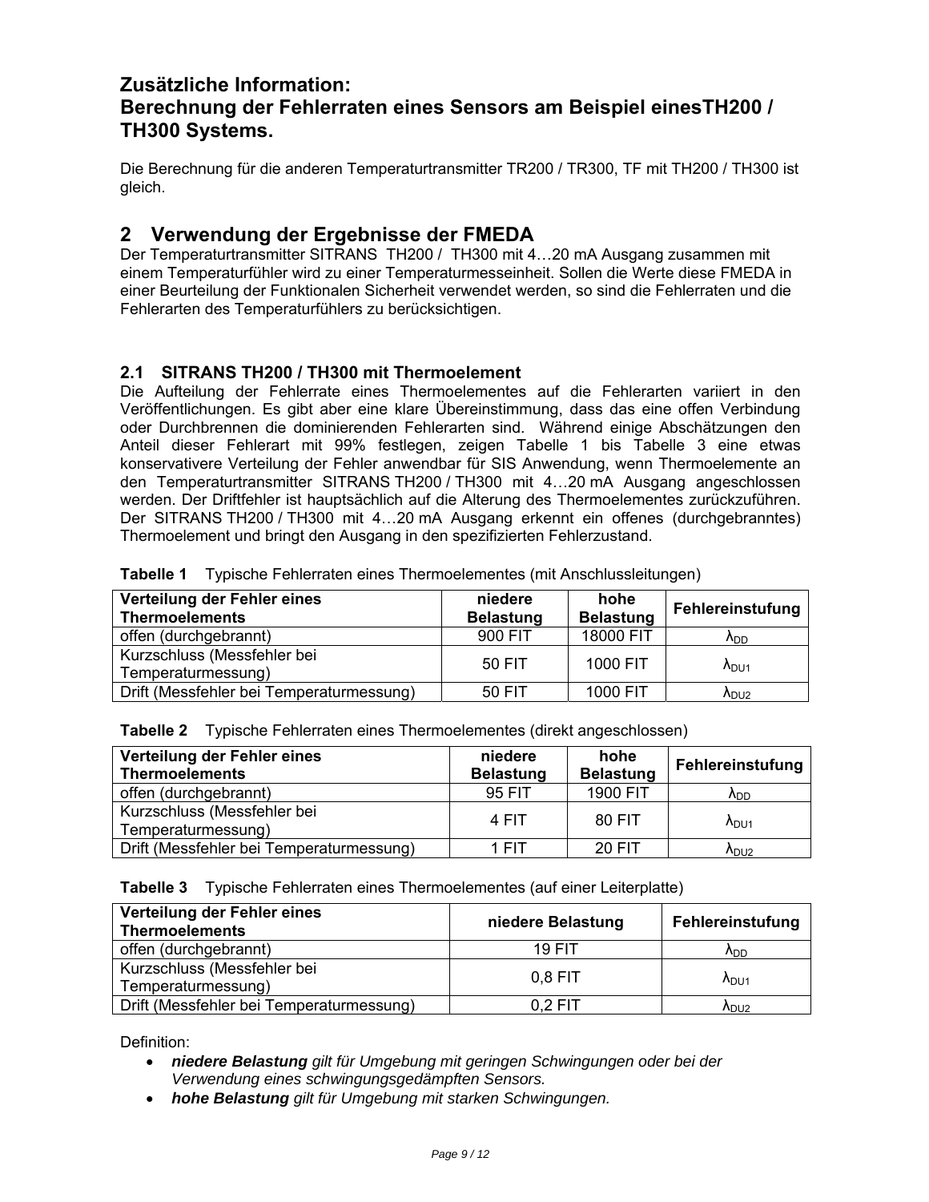## Zusätzliche Information:
## Berechnung der Fehlerraten eines Sensors am Beispiel einesTH200 / TH300 Systems.

Die Berechnung für die anderen Temperaturtransmitter TR200 / TR300, TF mit TH200 / TH300 ist gleich.

## 2 Verwendung der Ergebnisse der FMEDA

Der Temperaturtransmitter SITRANS TH200 / TH300 mit 4…20 mA Ausgang zusammen mit einem Temperaturfühler wird zu einer Temperaturmesseinheit. Sollen die Werte diese FMEDA in einer Beurteilung der Funktionalen Sicherheit verwendet werden, so sind die Fehlerraten und die Fehlerarten des Temperaturfühlers zu berücksichtigen.

### 2.1 SITRANS TH200 / TH300 mit Thermoelement

Die Aufteilung der Fehlerrate eines Thermoelementes auf die Fehlerarten variiert in den Veröffentlichungen. Es gibt aber eine klare Übereinstimmung, dass das eine offen Verbindung oder Durchbrennen die dominierenden Fehlerarten sind. Während einige Abschätzungen den Anteil dieser Fehlerart mit 99% festlegen, zeigen Tabelle 1 bis Tabelle 3 eine etwas konservativere Verteilung der Fehler anwendbar für SIS Anwendung, wenn Thermoelemente an den Temperaturtransmitter SITRANS TH200 / TH300 mit 4…20 mA Ausgang angeschlossen werden. Der Driftfehler ist hauptsächlich auf die Alterung des Thermoelementes zurückzuführen. Der SITRANS TH200 / TH300 mit 4…20 mA Ausgang erkennt ein offenes (durchgebranntes) Thermoelement und bringt den Ausgang in den spezifizierten Fehlerzustand.

**Tabelle 1** Typische Fehlerraten eines Thermoelementes (mit Anschlussleitungen)

| Verteilung der Fehler eines Thermoelements | niedere Belastung | hohe Belastung | Fehlereinstufung |
|---|---|---|---|
| offen (durchgebrannt) | 900 FIT | 18000 FIT | $\lambda_{DD}$ |
| Kurzschluss (Messfehler bei Temperaturmessung) | 50 FIT | 1000 FIT | $\lambda_{DU1}$ |
| Drift (Messfehler bei Temperaturmessung) | 50 FIT | 1000 FIT | $\lambda_{DU2}$ |

**Tabelle 2** Typische Fehlerraten eines Thermoelementes (direkt angeschlossen)

| Verteilung der Fehler eines Thermoelements | niedere Belastung | hohe Belastung | Fehlereinstufung |
|---|---|---|---|
| offen (durchgebrannt) | 95 FIT | 1900 FIT | $\lambda_{DD}$ |
| Kurzschluss (Messfehler bei Temperaturmessung) | 4 FIT | 80 FIT | $\lambda_{DU1}$ |
| Drift (Messfehler bei Temperaturmessung) | 1 FIT | 20 FIT | $\lambda_{DU2}$ |

**Tabelle 3** Typische Fehlerraten eines Thermoelementes (auf einer Leiterplatte)

| Verteilung der Fehler eines Thermoelements | niedere Belastung | Fehlereinstufung |
|---|---|---|
| offen (durchgebrannt) | 19 FIT | $\lambda_{DD}$ |
| Kurzschluss (Messfehler bei Temperaturmessung) | 0,8 FIT | $\lambda_{DU1}$ |
| Drift (Messfehler bei Temperaturmessung) | 0,2 FIT | $\lambda_{DU2}$ |

Definition:

- ***niedere Belastung*** *gilt für Umgebung mit geringen Schwingungen oder bei der Verwendung eines schwingungsgedämpften Sensors.*
- ***hohe Belastung*** *gilt für Umgebung mit starken Schwingungen.*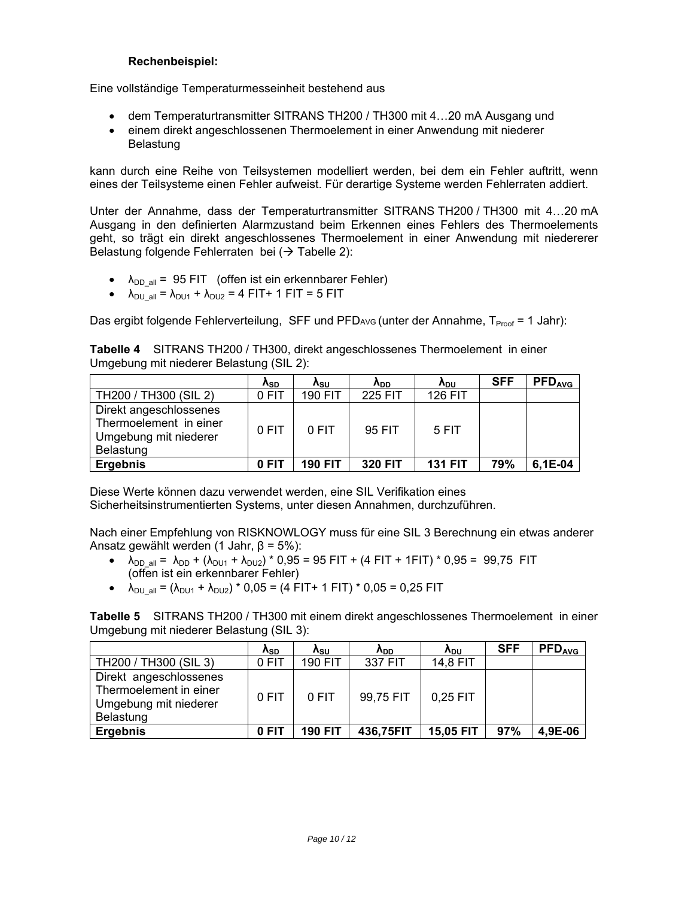**Rechenbeispiel:**

Eine vollständige Temperaturmesseinheit bestehend aus

- dem Temperaturtransmitter SITRANS TH200 / TH300 mit 4…20 mA Ausgang und
- einem direkt angeschlossenen Thermoelement in einer Anwendung mit niederer Belastung

kann durch eine Reihe von Teilsystemen modelliert werden, bei dem ein Fehler auftritt, wenn eines der Teilsysteme einen Fehler aufweist. Für derartige Systeme werden Fehlerraten addiert.

Unter der Annahme, dass der Temperaturtransmitter SITRANS TH200 / TH300 mit 4…20 mA Ausgang in den definierten Alarmzustand beim Erkennen eines Fehlers des Thermoelements geht, so trägt ein direkt angeschlossenes Thermoelement in einer Anwendung mit niedererer Belastung folgende Fehlerraten bei (→ Tabelle 2):

- $\lambda_{DD\_all}$ = 95 FIT (offen ist ein erkennbarer Fehler)
- $\lambda_{DU\_all} = \lambda_{DU1} + \lambda_{DU2}$ = 4 FIT+ 1 FIT = 5 FIT

Das ergibt folgende Fehlerverteilung, SFF und $PFD_{AVG}$ (unter der Annahme, $T_{Proof}$ = 1 Jahr):

**Tabelle 4** SITRANS TH200 / TH300, direkt angeschlossenes Thermoelement in einer Umgebung mit niederer Belastung (SIL 2):

| | $\lambda_{SD}$ | $\lambda_{SU}$ | $\lambda_{DD}$ | $\lambda_{DU}$ | SFF | $PFD_{AVG}$ |
|---|---|---|---|---|---|---|
| TH200 / TH300 (SIL 2) | 0 FIT | 190 FIT | 225 FIT | 126 FIT | | |
| Direkt angeschlossenes Thermoelement in einer Umgebung mit niederer Belastung | 0 FIT | 0 FIT | 95 FIT | 5 FIT | | |
| **Ergebnis** | **0 FIT** | **190 FIT** | **320 FIT** | **131 FIT** | **79%** | **6,1E-04** |

Diese Werte können dazu verwendet werden, eine SIL Verifikation eines Sicherheitsinstrumentierten Systems, unter diesen Annahmen, durchzuführen.

Nach einer Empfehlung von RISKNOWLOGY muss für eine SIL 3 Berechnung ein etwas anderer Ansatz gewählt werden (1 Jahr, β = 5%):

- $\lambda_{DD\_all} = \lambda_{DD} + (\lambda_{DU1} + \lambda_{DU2}) * 0{,}95$ = 95 FIT + (4 FIT + 1FIT) * 0,95 = 99,75 FIT (offen ist ein erkennbarer Fehler)
- $\lambda_{DU\_all} = (\lambda_{DU1} + \lambda_{DU2}) * 0{,}05$ = (4 FIT+ 1 FIT) * 0,05 = 0,25 FIT

**Tabelle 5** SITRANS TH200 / TH300 mit einem direkt angeschlossenes Thermoelement in einer Umgebung mit niederer Belastung (SIL 3):

| | $\lambda_{SD}$ | $\lambda_{SU}$ | $\lambda_{DD}$ | $\lambda_{DU}$ | SFF | $PFD_{AVG}$ |
|---|---|---|---|---|---|---|
| TH200 / TH300 (SIL 3) | 0 FIT | 190 FIT | 337 FIT | 14,8 FIT | | |
| Direkt angeschlossenes Thermoelement in einer Umgebung mit niederer Belastung | 0 FIT | 0 FIT | 99,75 FIT | 0,25 FIT | | |
| **Ergebnis** | **0 FIT** | **190 FIT** | **436,75FIT** | **15,05 FIT** | **97%** | **4,9E-06** |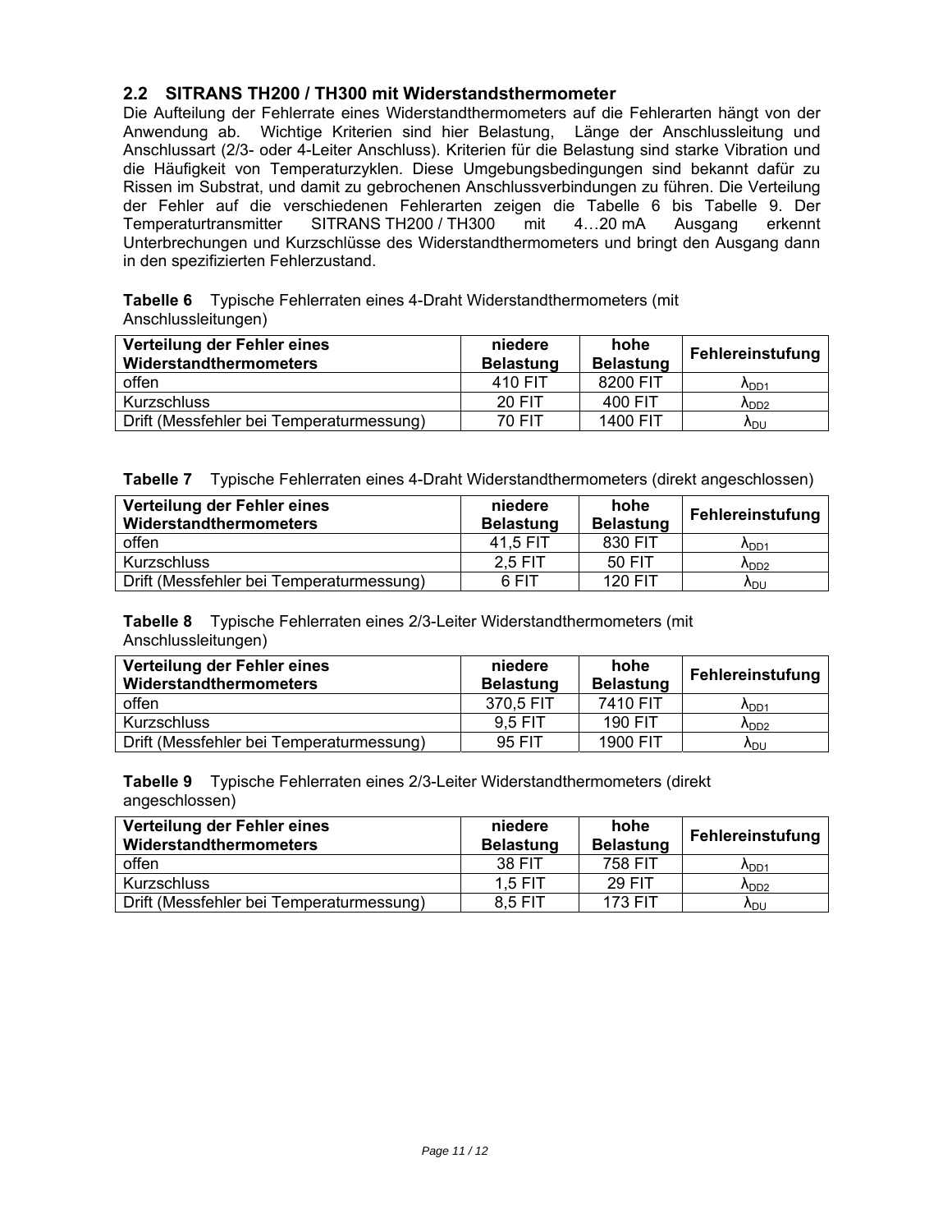## 2.2 SITRANS TH200 / TH300 mit Widerstandsthermometer

Die Aufteilung der Fehlerrate eines Widerstandthermometers auf die Fehlerarten hängt von der Anwendung ab. Wichtige Kriterien sind hier Belastung, Länge der Anschlussleitung und Anschlussart (2/3- oder 4-Leiter Anschluss). Kriterien für die Belastung sind starke Vibration und die Häufigkeit von Temperaturzyklen. Diese Umgebungsbedingungen sind bekannt dafür zu Rissen im Substrat, und damit zu gebrochenen Anschlussverbindungen zu führen. Die Verteilung der Fehler auf die verschiedenen Fehlerarten zeigen die Tabelle 6 bis Tabelle 9. Der Temperaturtransmitter SITRANS TH200 / TH300 mit 4…20 mA Ausgang erkennt Unterbrechungen und Kurzschlüsse des Widerstandthermometers und bringt den Ausgang dann in den spezifizierten Fehlerzustand.

**Tabelle 6** Typische Fehlerraten eines 4-Draht Widerstandthermometers (mit Anschlussleitungen)

| Verteilung der Fehler eines Widerstandthermometers | niedere Belastung | hohe Belastung | Fehlereinstufung |
|---|---|---|---|
| offen | 410 FIT | 8200 FIT | $\lambda_{DD1}$ |
| Kurzschluss | 20 FIT | 400 FIT | $\lambda_{DD2}$ |
| Drift (Messfehler bei Temperaturmessung) | 70 FIT | 1400 FIT | $\lambda_{DU}$ |

**Tabelle 7** Typische Fehlerraten eines 4-Draht Widerstandthermometers (direkt angeschlossen)

| Verteilung der Fehler eines Widerstandthermometers | niedere Belastung | hohe Belastung | Fehlereinstufung |
|---|---|---|---|
| offen | 41,5 FIT | 830 FIT | $\lambda_{DD1}$ |
| Kurzschluss | 2,5 FIT | 50 FIT | $\lambda_{DD2}$ |
| Drift (Messfehler bei Temperaturmessung) | 6 FIT | 120 FIT | $\lambda_{DU}$ |

**Tabelle 8** Typische Fehlerraten eines 2/3-Leiter Widerstandthermometers (mit Anschlussleitungen)

| Verteilung der Fehler eines Widerstandthermometers | niedere Belastung | hohe Belastung | Fehlereinstufung |
|---|---|---|---|
| offen | 370,5 FIT | 7410 FIT | $\lambda_{DD1}$ |
| Kurzschluss | 9,5 FIT | 190 FIT | $\lambda_{DD2}$ |
| Drift (Messfehler bei Temperaturmessung) | 95 FIT | 1900 FIT | $\lambda_{DU}$ |

**Tabelle 9** Typische Fehlerraten eines 2/3-Leiter Widerstandthermometers (direkt angeschlossen)

| Verteilung der Fehler eines Widerstandthermometers | niedere Belastung | hohe Belastung | Fehlereinstufung |
|---|---|---|---|
| offen | 38 FIT | 758 FIT | $\lambda_{DD1}$ |
| Kurzschluss | 1,5 FIT | 29 FIT | $\lambda_{DD2}$ |
| Drift (Messfehler bei Temperaturmessung) | 8,5 FIT | 173 FIT | $\lambda_{DU}$ |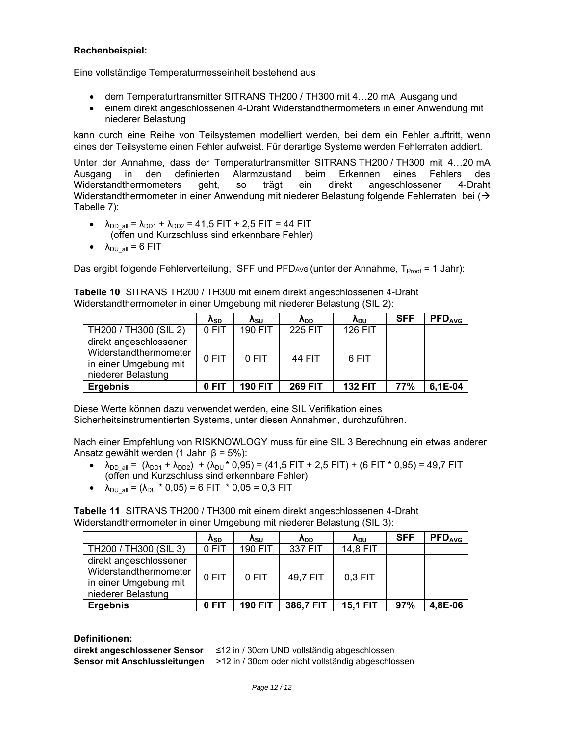**Rechenbeispiel:**

Eine vollständige Temperaturmesseinheit bestehend aus

- dem Temperaturtransmitter SITRANS TH200 / TH300 mit 4…20 mA Ausgang und
- einem direkt angeschlossenen 4-Draht Widerstandthermometers in einer Anwendung mit niederer Belastung

kann durch eine Reihe von Teilsystemen modelliert werden, bei dem ein Fehler auftritt, wenn eines der Teilsysteme einen Fehler aufweist. Für derartige Systeme werden Fehlerraten addiert.

Unter der Annahme, dass der Temperaturtransmitter SITRANS TH200 / TH300 mit 4…20 mA Ausgang in den definierten Alarmzustand beim Erkennen eines Fehlers des Widerstandthermometers geht, so trägt ein direkt angeschlossener 4-Draht Widerstandthermometer in einer Anwendung mit niederer Belastung folgende Fehlerraten bei (→ Tabelle 7):

- $\lambda_{DD\_all} = \lambda_{DD1} + \lambda_{DD2}$ = 41,5 FIT + 2,5 FIT = 44 FIT
  (offen und Kurzschluss sind erkennbare Fehler)
- $\lambda_{DU\_all}$ = 6 FIT

Das ergibt folgende Fehlerverteilung, SFF und $PFD_{AVG}$ (unter der Annahme, $T_{Proof}$ = 1 Jahr):

**Tabelle 10** SITRANS TH200 / TH300 mit einem direkt angeschlossenen 4-Draht Widerstandthermometer in einer Umgebung mit niederer Belastung (SIL 2):

| | $\lambda_{SD}$ | $\lambda_{SU}$ | $\lambda_{DD}$ | $\lambda_{DU}$ | SFF | $PFD_{AVG}$ |
|---|---|---|---|---|---|---|
| TH200 / TH300 (SIL 2) | 0 FIT | 190 FIT | 225 FIT | 126 FIT | | |
| direkt angeschlossener Widerstandthermometer in einer Umgebung mit niederer Belastung | 0 FIT | 0 FIT | 44 FIT | 6 FIT | | |
| **Ergebnis** | **0 FIT** | **190 FIT** | **269 FIT** | **132 FIT** | **77%** | **6,1E-04** |

Diese Werte können dazu verwendet werden, eine SIL Verifikation eines Sicherheitsinstrumentierten Systems, unter diesen Annahmen, durchzuführen.

Nach einer Empfehlung von RISKNOWLOGY muss für eine SIL 3 Berechnung ein etwas anderer Ansatz gewählt werden (1 Jahr, β = 5%):

- $\lambda_{DD\_all} = (\lambda_{DD1} + \lambda_{DD2}) + (\lambda_{DU} * 0{,}95)$ = (41,5 FIT + 2,5 FIT) + (6 FIT * 0,95) = 49,7 FIT
  (offen und Kurzschluss sind erkennbare Fehler)
- $\lambda_{DU\_all} = (\lambda_{DU} * 0{,}05)$ = 6 FIT * 0,05 = 0,3 FIT

**Tabelle 11** SITRANS TH200 / TH300 mit einem direkt angeschlossenen 4-Draht Widerstandthermometer in einer Umgebung mit niederer Belastung (SIL 3):

| | $\lambda_{SD}$ | $\lambda_{SU}$ | $\lambda_{DD}$ | $\lambda_{DU}$ | SFF | $PFD_{AVG}$ |
|---|---|---|---|---|---|---|
| TH200 / TH300 (SIL 3) | 0 FIT | 190 FIT | 337 FIT | 14,8 FIT | | |
| direkt angeschlossener Widerstandthermometer in einer Umgebung mit niederer Belastung | 0 FIT | 0 FIT | 49,7 FIT | 0,3 FIT | | |
| **Ergebnis** | **0 FIT** | **190 FIT** | **386,7 FIT** | **15,1 FIT** | **97%** | **4,8E-06** |

**Definitionen:**

**direkt angeschlossener Sensor** ≤12 in / 30cm UND vollständig abgeschlossen
**Sensor mit Anschlussleitungen** >12 in / 30cm oder nicht vollständig abgeschlossen